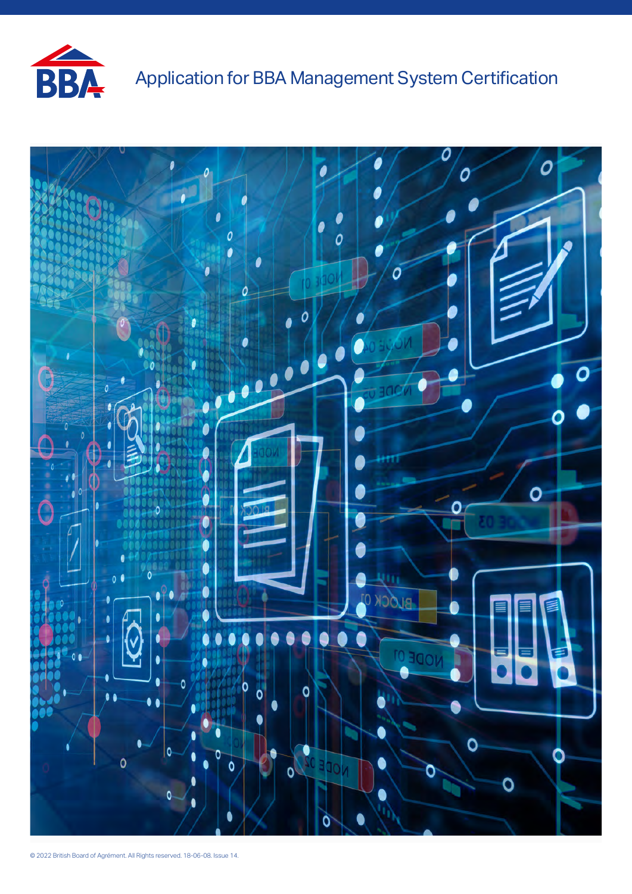# Application for BBA Management System Certification

© 2022 British Board of Agrément. All Rights reserved. 18-06-08. Issue 14.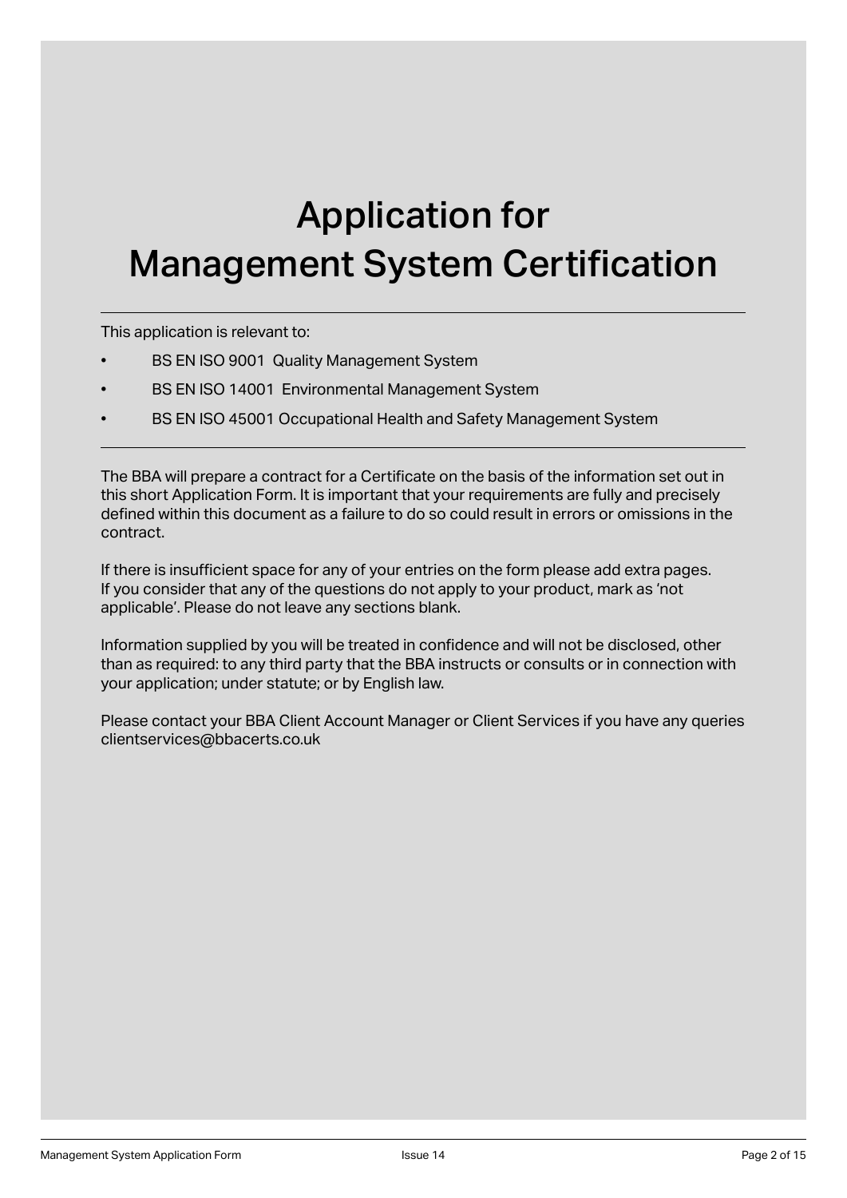# Application for Management System Certification

---

This application is relevant to:

- BS EN ISO 9001 Quality Management System
- BS EN ISO 14001 Environmental Management System
- BS EN ISO 45001 Occupational Health and Safety Management System

---

The BBA will prepare a contract for a Certificate on the basis of the information set out in this short Application Form. It is important that your requirements are fully and precisely defined within this document as a failure to do so could result in errors or omissions in the contract.

If there is insufficient space for any of your entries on the form please add extra pages. If you consider that any of the questions do not apply to your product, mark as 'not applicable'. Please do not leave any sections blank.

Information supplied by you will be treated in confidence and will not be disclosed, other than as required: to any third party that the BBA instructs or consults or in connection with your application; under statute; or by English law.

Please contact your BBA Client Account Manager or Client Services if you have any queries clientservices@bbacerts.co.uk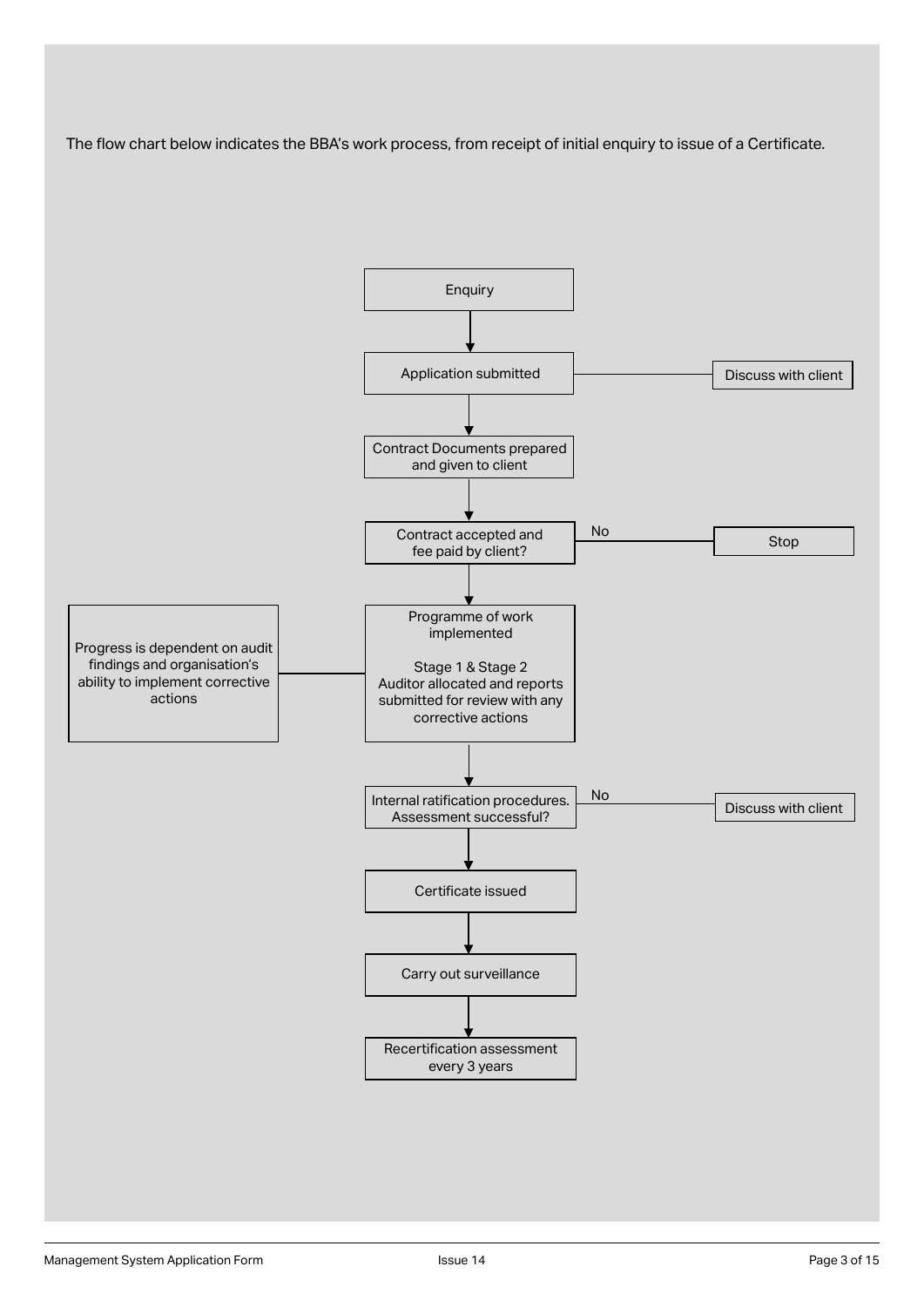The flow chart below indicates the BBA's work process, from receipt of initial enquiry to issue of a Certificate.

Enquiry

Application submitted — Discuss with client

Contract Documents prepared and given to client

Contract accepted and fee paid by client? — No — Stop

Programme of work implemented

Stage 1 & Stage 2 Auditor allocated and reports submitted for review with any corrective actions

Progress is dependent on audit findings and organisation's ability to implement corrective actions

Internal ratification procedures. Assessment successful? — No — Discuss with client

Certificate issued

Carry out surveillance

Recertification assessment every 3 years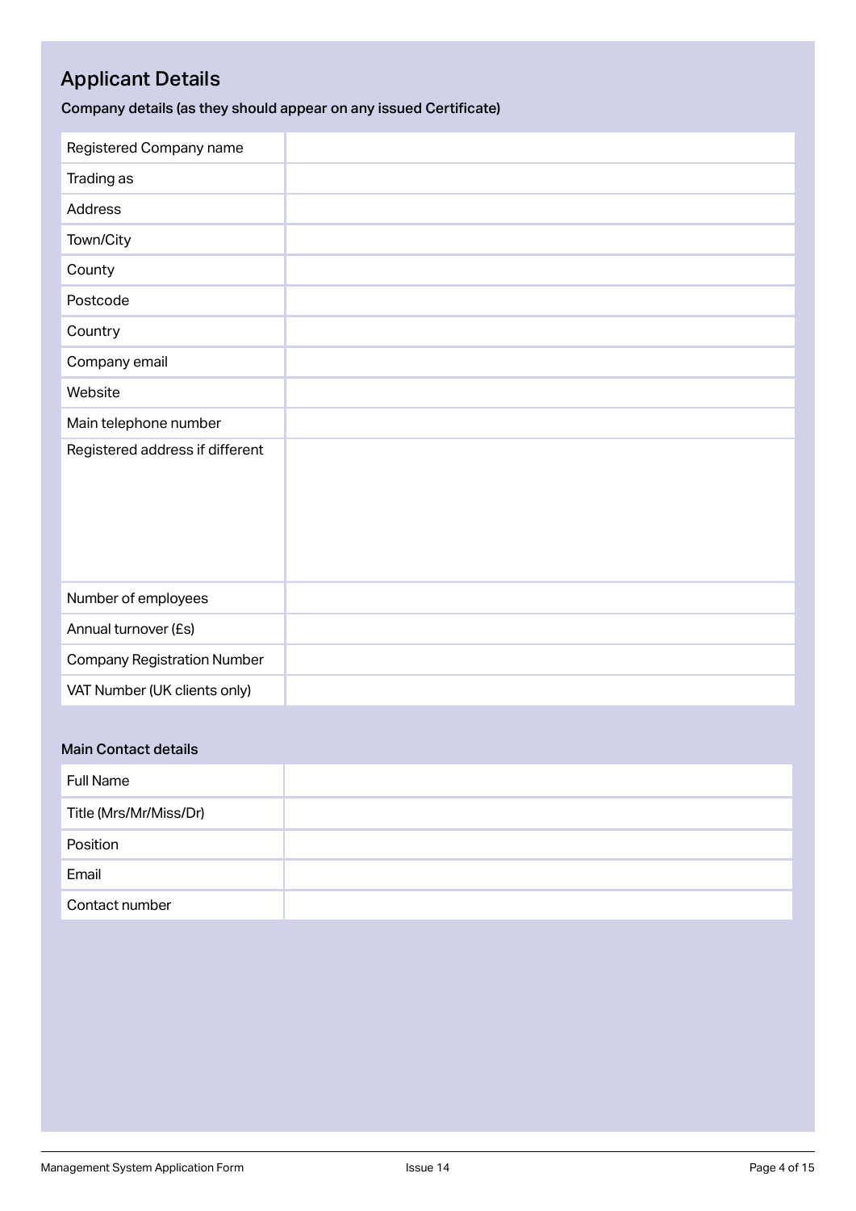## Applicant Details

### Company details (as they should appear on any issued Certificate)

| | |
|---|---|
| Registered Company name | |
| Trading as | |
| Address | |
| Town/City | |
| County | |
| Postcode | |
| Country | |
| Company email | |
| Website | |
| Main telephone number | |
| Registered address if different | |
| Number of employees | |
| Annual turnover (£s) | |
| Company Registration Number | |
| VAT Number (UK clients only) | |

### Main Contact details

| | |
|---|---|
| Full Name | |
| Title (Mrs/Mr/Miss/Dr) | |
| Position | |
| Email | |
| Contact number | |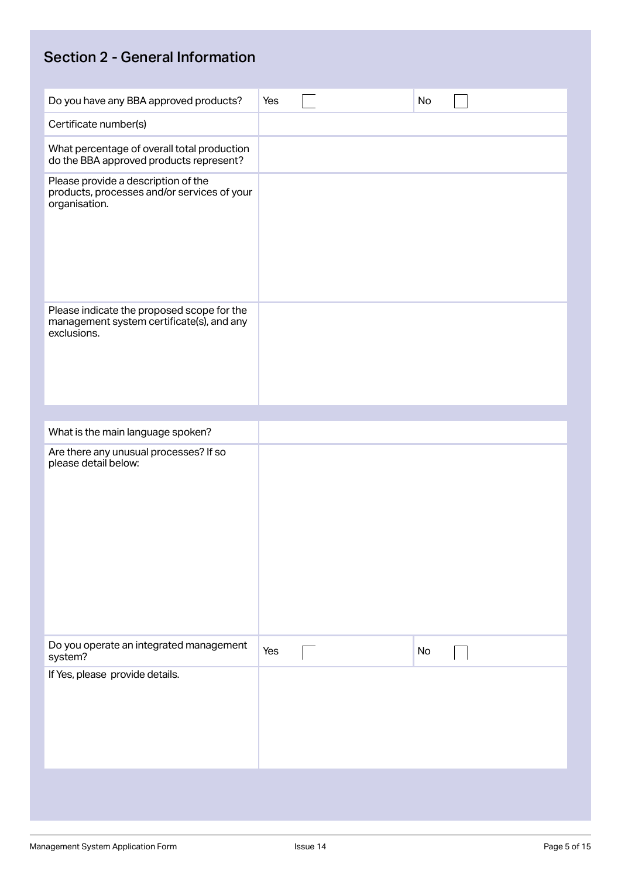## Section 2 - General Information

| | | | | |
|---|---|---|---|---|
| Do you have any BBA approved products? | Yes | ☐ | No | ☐ |
| Certificate number(s) | | | | |
| What percentage of overall total production do the BBA approved products represent? | | | | |
| Please provide a description of the products, processes and/or services of your organisation. | | | | |
| Please indicate the proposed scope for the management system certificate(s), and any exclusions. | | | | |

| | | | | |
|---|---|---|---|---|
| What is the main language spoken? | | | | |
| Are there any unusual processes? If so please detail below: | | | | |
| Do you operate an integrated management system? | Yes | ☐ | No | ☐ |
| If Yes, please provide details. | | | | |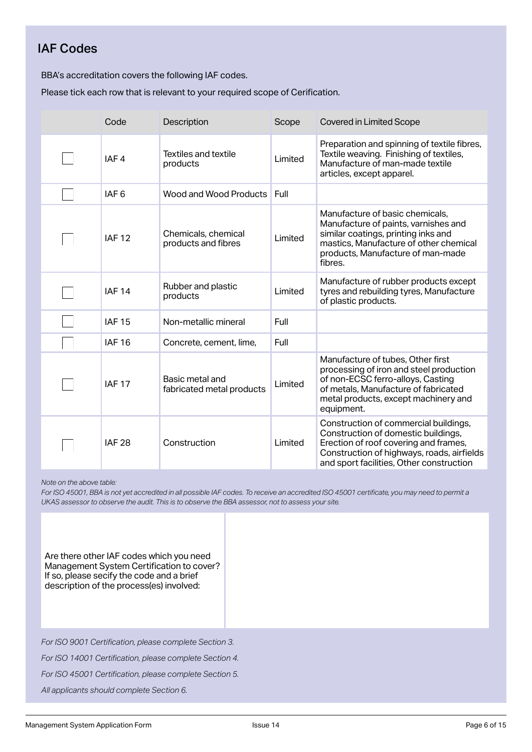## IAF Codes

BBA's accreditation covers the following IAF codes.

Please tick each row that is relevant to your required scope of Cerification.

| | Code | Description | Scope | Covered in Limited Scope |
|---|---|---|---|---|
| ☐ | IAF 4 | Textiles and textile products | Limited | Preparation and spinning of textile fibres, Textile weaving. Finishing of textiles, Manufacture of man-made textile articles, except apparel. |
| ☐ | IAF 6 | Wood and Wood Products | Full | |
| ☐ | IAF 12 | Chemicals, chemical products and fibres | Limited | Manufacture of basic chemicals, Manufacture of paints, varnishes and similar coatings, printing inks and mastics, Manufacture of other chemical products, Manufacture of man-made fibres. |
| ☐ | IAF 14 | Rubber and plastic products | Limited | Manufacture of rubber products except tyres and rebuilding tyres, Manufacture of plastic products. |
| ☐ | IAF 15 | Non-metallic mineral | Full | |
| ☐ | IAF 16 | Concrete, cement, lime, | Full | |
| ☐ | IAF 17 | Basic metal and fabricated metal products | Limited | Manufacture of tubes, Other first processing of iron and steel production of non-ECSC ferro-alloys, Casting of metals, Manufacture of fabricated metal products, except machinery and equipment. |
| ☐ | IAF 28 | Construction | Limited | Construction of commercial buildings, Construction of domestic buildings, Erection of roof covering and frames, Construction of highways, roads, airfields and sport facilities, Other construction |

*Note on the above table:*

*For ISO 45001, BBA is not yet accredited in all possible IAF codes. To receive an accredited ISO 45001 certificate, you may need to permit a UKAS assessor to observe the audit. This is to observe the BBA assessor, not to assess your site.*

| Are there other IAF codes which you need Management System Certification to cover? If so, please secify the code and a brief description of the process(es) involved: | |
|---|---|

*For ISO 9001 Certification, please complete Section 3.*

*For ISO 14001 Certification, please complete Section 4.*

*For ISO 45001 Certification, please complete Section 5.*

*All applicants should complete Section 6.*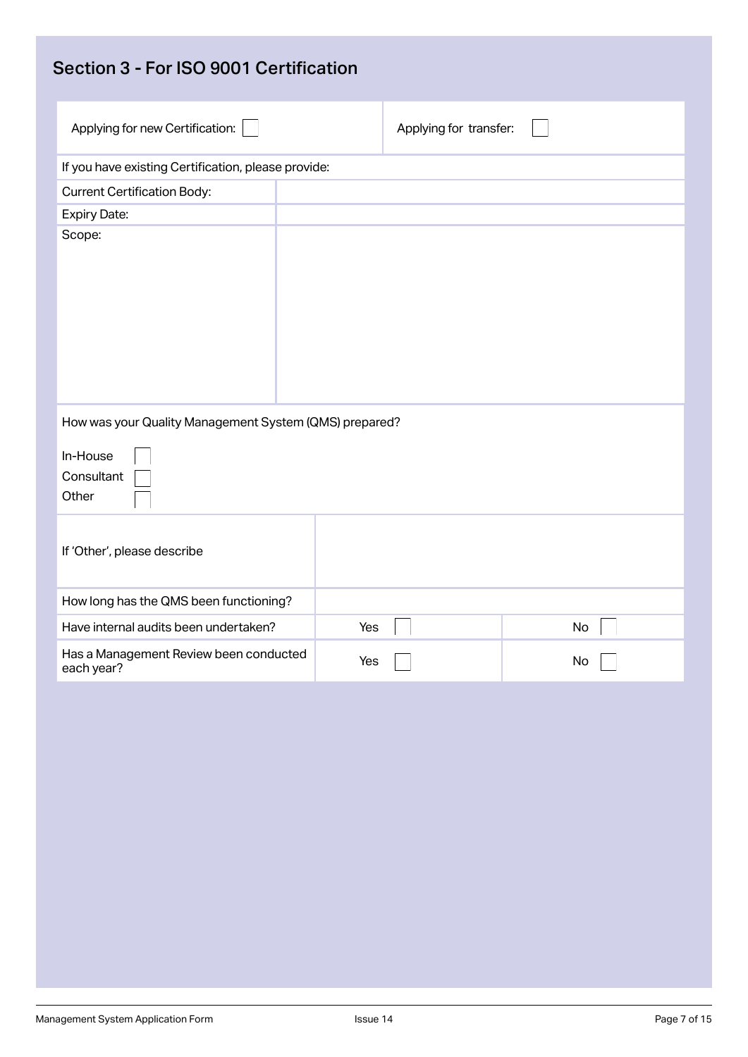## Section 3 - For ISO 9001 Certification

| Applying for new Certification: ☐ | Applying for transfer: ☐ |
|---|---|

If you have existing Certification, please provide:

| | |
|---|---|
| Current Certification Body: | |
| Expiry Date: | |
| Scope: | |

How was your Quality Management System (QMS) prepared?

In-House ☐
Consultant ☐
Other ☐

| | | |
|---|---|---|
| If 'Other', please describe | | |
| How long has the QMS been functioning? | | |
| Have internal audits been undertaken? | Yes ☐ | No ☐ |
| Has a Management Review been conducted each year? | Yes ☐ | No ☐ |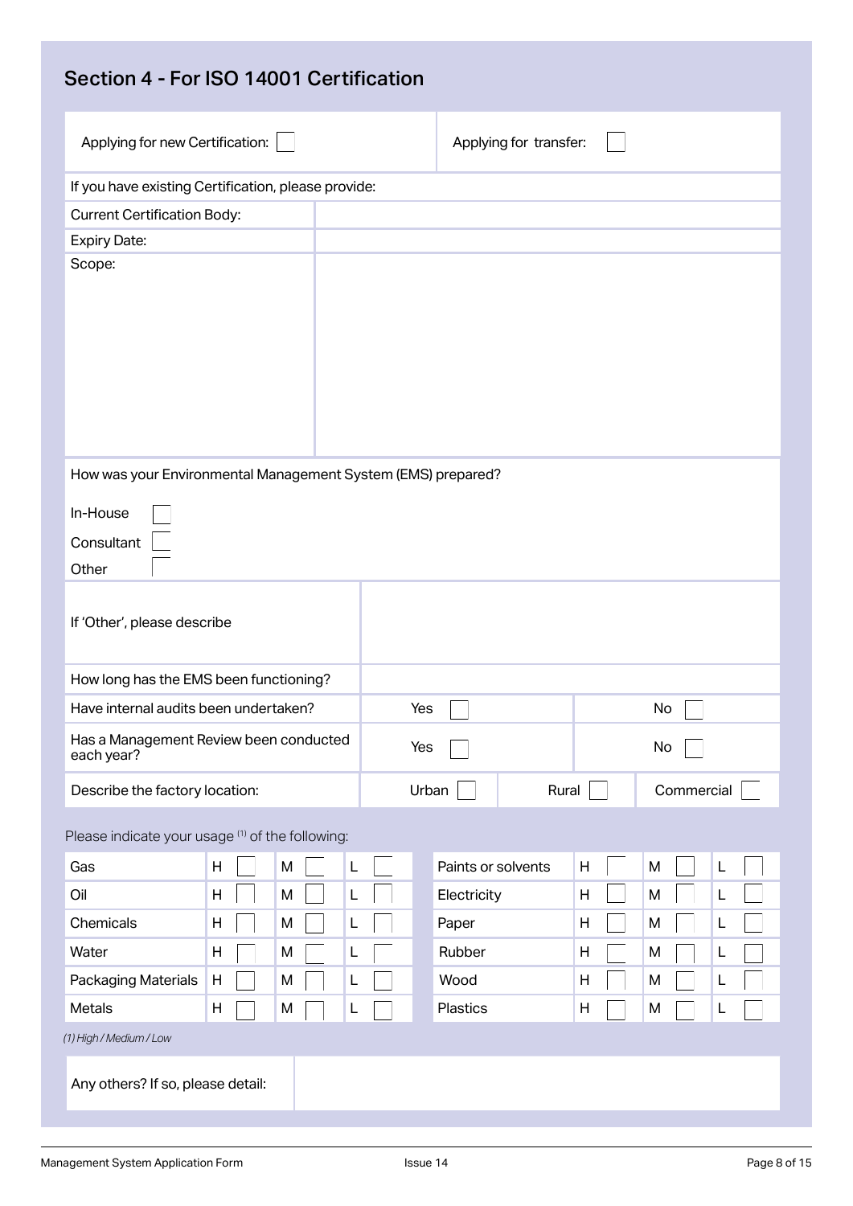## Section 4 - For ISO 14001 Certification

| Applying for new Certification: ☐ | Applying for transfer: ☐ |
|---|---|

If you have existing Certification, please provide:

| | |
|---|---|
| Current Certification Body: | |
| Expiry Date: | |
| Scope: | |

How was your Environmental Management System (EMS) prepared?

In-House ☐

Consultant ☐

Other ☐

| | | | |
|---|---|---|---|
| If 'Other', please describe | | | |
| How long has the EMS been functioning? | | | |
| Have internal audits been undertaken? | Yes ☐ | No ☐ | |
| Has a Management Review been conducted each year? | Yes ☐ | No ☐ | |
| Describe the factory location: | Urban ☐ | Rural ☐ | Commercial ☐ |

Please indicate your usage [1] of the following:

| | H | M | L | | H | M | L |
|---|---|---|---|---|---|---|---|
| Gas | ☐ | ☐ | ☐ | Paints or solvents | ☐ | ☐ | ☐ |
| Oil | ☐ | ☐ | ☐ | Electricity | ☐ | ☐ | ☐ |
| Chemicals | ☐ | ☐ | ☐ | Paper | ☐ | ☐ | ☐ |
| Water | ☐ | ☐ | ☐ | Rubber | ☐ | ☐ | ☐ |
| Packaging Materials | ☐ | ☐ | ☐ | Wood | ☐ | ☐ | ☐ |
| Metals | ☐ | ☐ | ☐ | Plastics | ☐ | ☐ | ☐ |

*(1) High / Medium / Low*

| | |
|---|---|
| Any others? If so, please detail: | |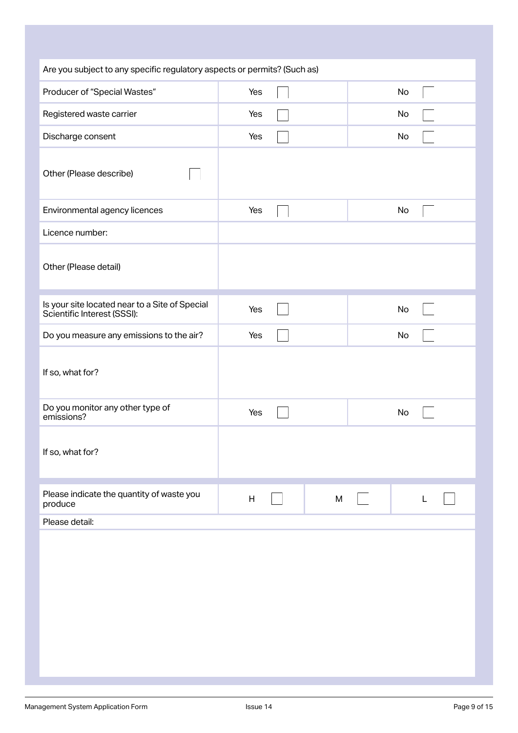| Are you subject to any specific regulatory aspects or permits? (Such as) | | |
|---|---|---|
| Producer of "Special Wastes" | Yes ☐ | No ☐ |
| Registered waste carrier | Yes ☐ | No ☐ |
| Discharge consent | Yes ☐ | No ☐ |
| Other (Please describe) ☐ | | |
| Environmental agency licences | Yes ☐ | No ☐ |
| Licence number: | | |
| Other (Please detail) | | |

| Is your site located near to a Site of Special Scientific Interest (SSSI): | Yes ☐ | No ☐ |
|---|---|---|
| Do you measure any emissions to the air? | Yes ☐ | No ☐ |
| If so, what for? | | |
| Do you monitor any other type of emissions? | Yes ☐ | No ☐ |
| If so, what for? | | |

| Please indicate the quantity of waste you produce | H ☐ | M ☐ | L ☐ |
|---|---|---|---|
| Please detail: | | | |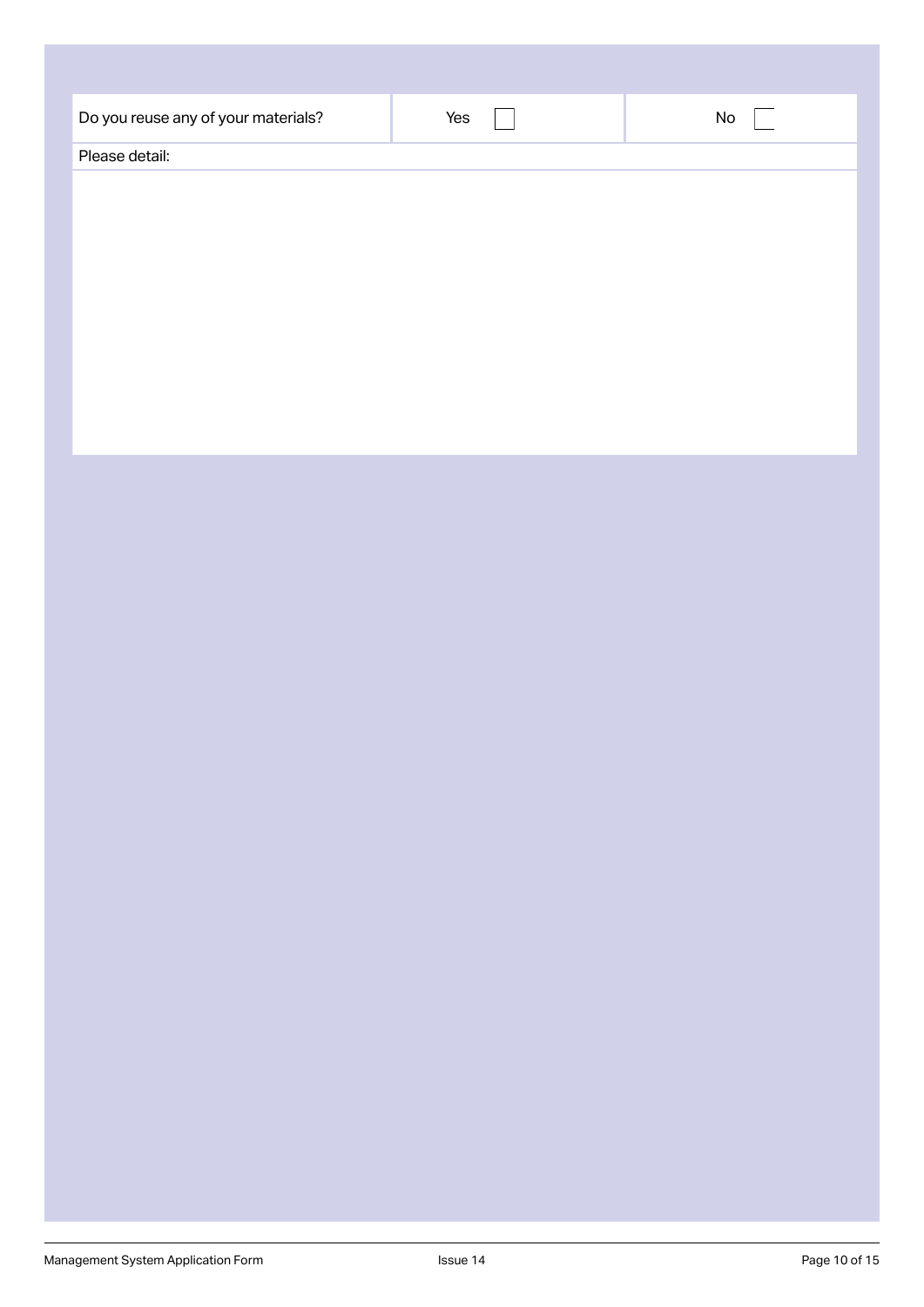| Do you reuse any of your materials? | Yes ☐ | No ☐ |
| --- | --- | --- |
| Please detail: | | |
| | | |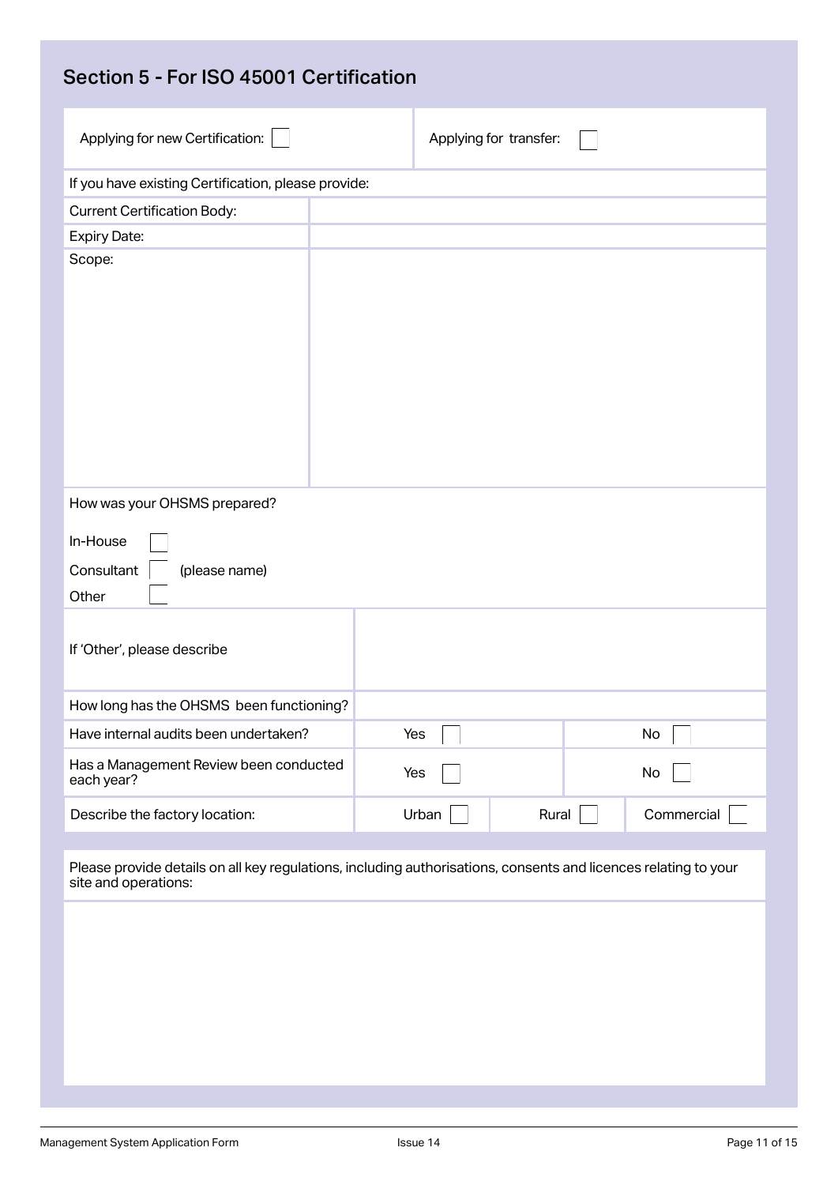## Section 5 - For ISO 45001 Certification

| Applying for new Certification: ☐ | Applying for transfer: ☐ |
|---|---|

If you have existing Certification, please provide:

| | |
|---|---|
| Current Certification Body: | |
| Expiry Date: | |
| Scope: | |

How was your OHSMS prepared?

In-House ☐

Consultant ☐ (please name)

Other ☐

| | | | |
|---|---|---|---|
| If 'Other', please describe | | | |
| How long has the OHSMS been functioning? | | | |
| Have internal audits been undertaken? | Yes ☐ | | No ☐ |
| Has a Management Review been conducted each year? | Yes ☐ | | No ☐ |
| Describe the factory location: | Urban ☐ | Rural ☐ | Commercial ☐ |

Please provide details on all key regulations, including authorisations, consents and licences relating to your site and operations: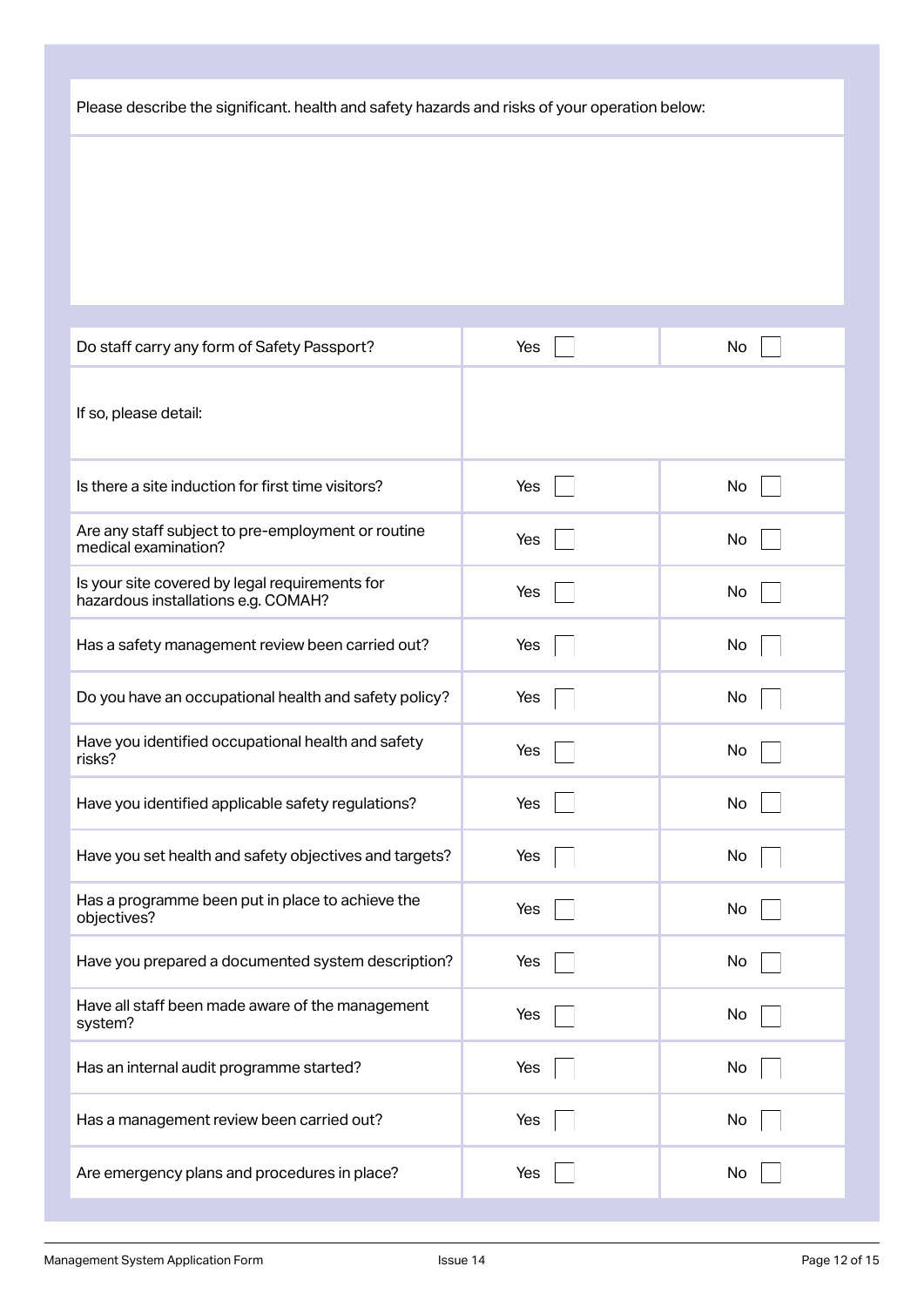Please describe the significant. health and safety hazards and risks of your operation below:

| | | |
|---|---|---|
| Do staff carry any form of Safety Passport? | Yes ☐ | No ☐ |
| If so, please detail: | | |
| Is there a site induction for first time visitors? | Yes ☐ | No ☐ |
| Are any staff subject to pre-employment or routine medical examination? | Yes ☐ | No ☐ |
| Is your site covered by legal requirements for hazardous installations e.g. COMAH? | Yes ☐ | No ☐ |
| Has a safety management review been carried out? | Yes ☐ | No ☐ |
| Do you have an occupational health and safety policy? | Yes ☐ | No ☐ |
| Have you identified occupational health and safety risks? | Yes ☐ | No ☐ |
| Have you identified applicable safety regulations? | Yes ☐ | No ☐ |
| Have you set health and safety objectives and targets? | Yes ☐ | No ☐ |
| Has a programme been put in place to achieve the objectives? | Yes ☐ | No ☐ |
| Have you prepared a documented system description? | Yes ☐ | No ☐ |
| Have all staff been made aware of the management system? | Yes ☐ | No ☐ |
| Has an internal audit programme started? | Yes ☐ | No ☐ |
| Has a management review been carried out? | Yes ☐ | No ☐ |
| Are emergency plans and procedures in place? | Yes ☐ | No ☐ |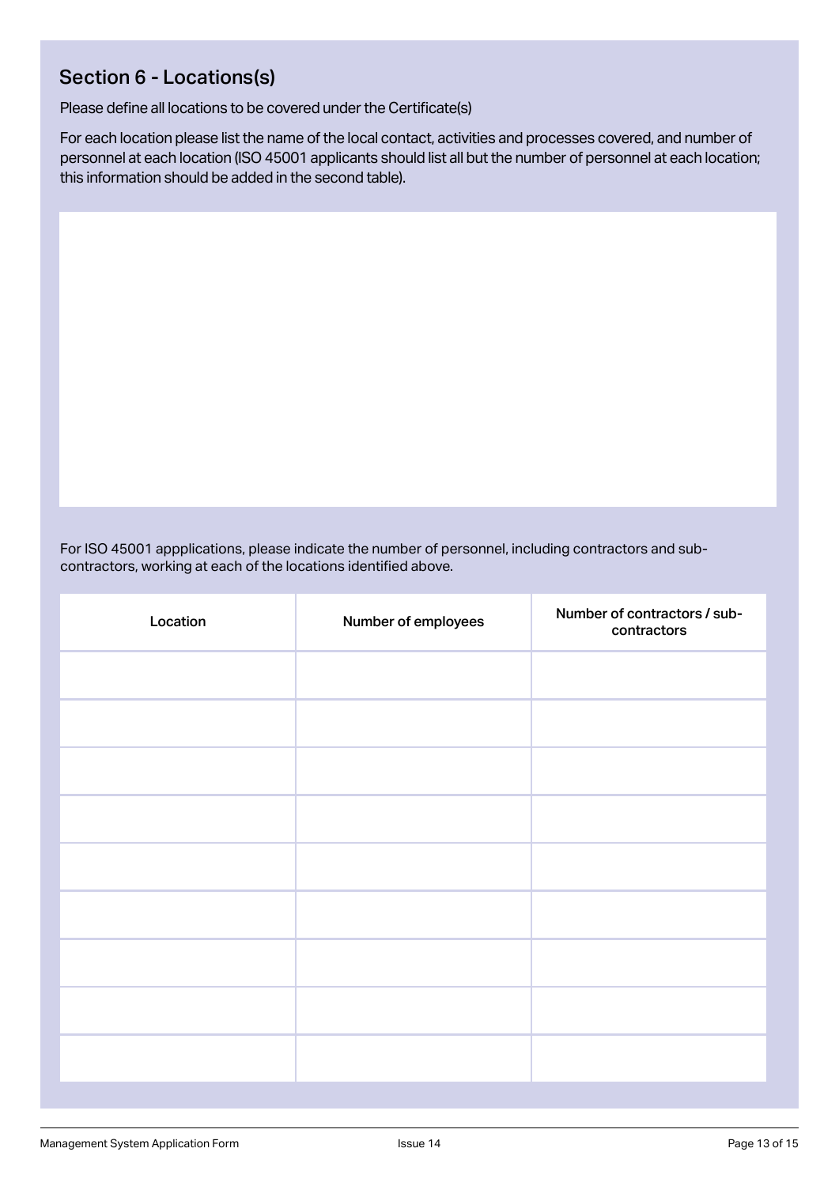## Section 6 - Locations(s)

Please define all locations to be covered under the Certificate(s)

For each location please list the name of the local contact, activities and processes covered, and number of personnel at each location (ISO 45001 applicants should list all but the number of personnel at each location; this information should be added in the second table).

For ISO 45001 appplications, please indicate the number of personnel, including contractors and sub-contractors, working at each of the locations identified above.

| Location | Number of employees | Number of contractors / sub-contractors |
|---|---|---|
| | | |
| | | |
| | | |
| | | |
| | | |
| | | |
| | | |
| | | |
| | | |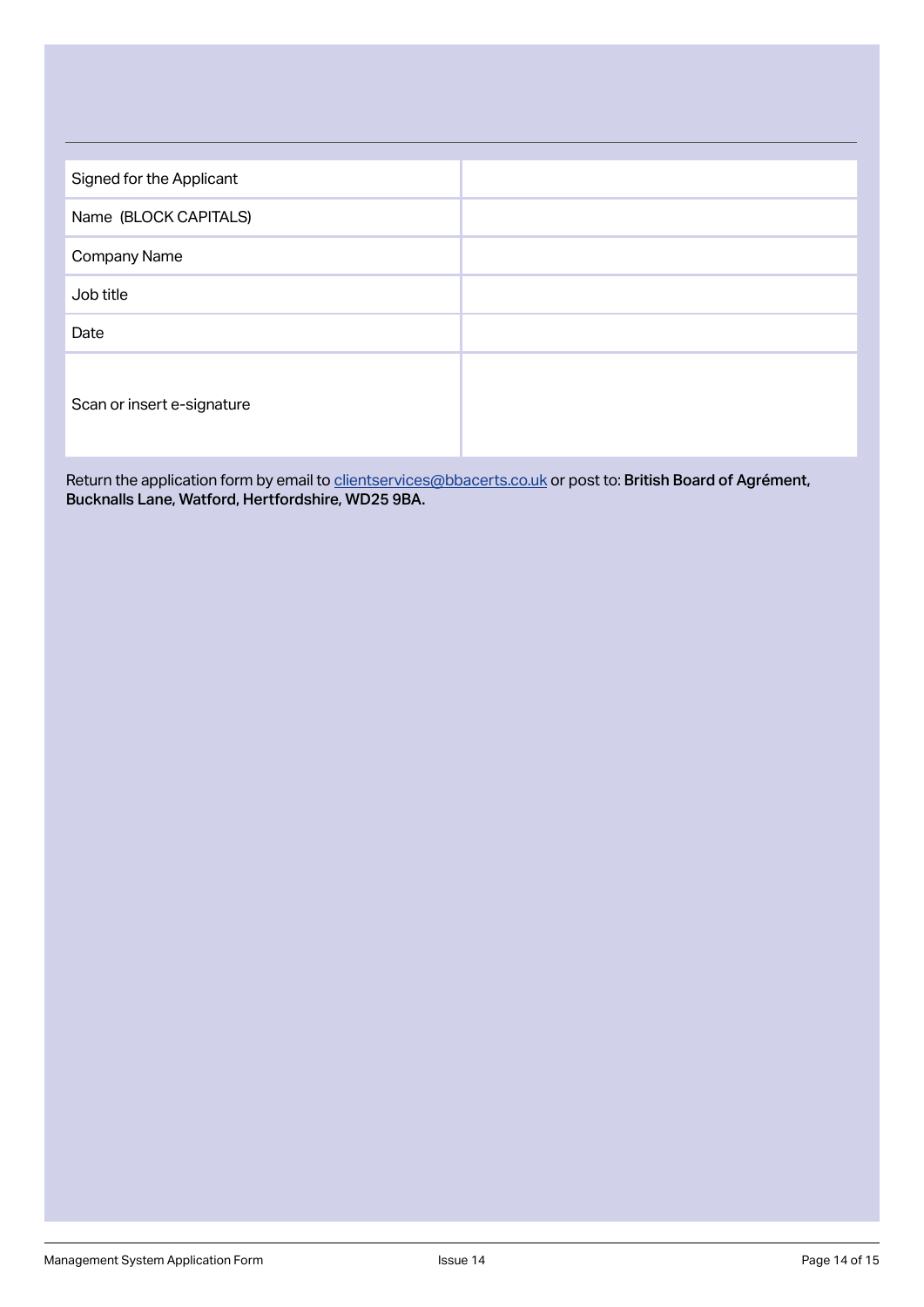| | |
|---|---|
| Signed for the Applicant | |
| Name (BLOCK CAPITALS) | |
| Company Name | |
| Job title | |
| Date | |
| Scan or insert e-signature | |

Return the application form by email to clientservices@bbacerts.co.uk or post to: **British Board of Agrément, Bucknalls Lane, Watford, Hertfordshire, WD25 9BA.**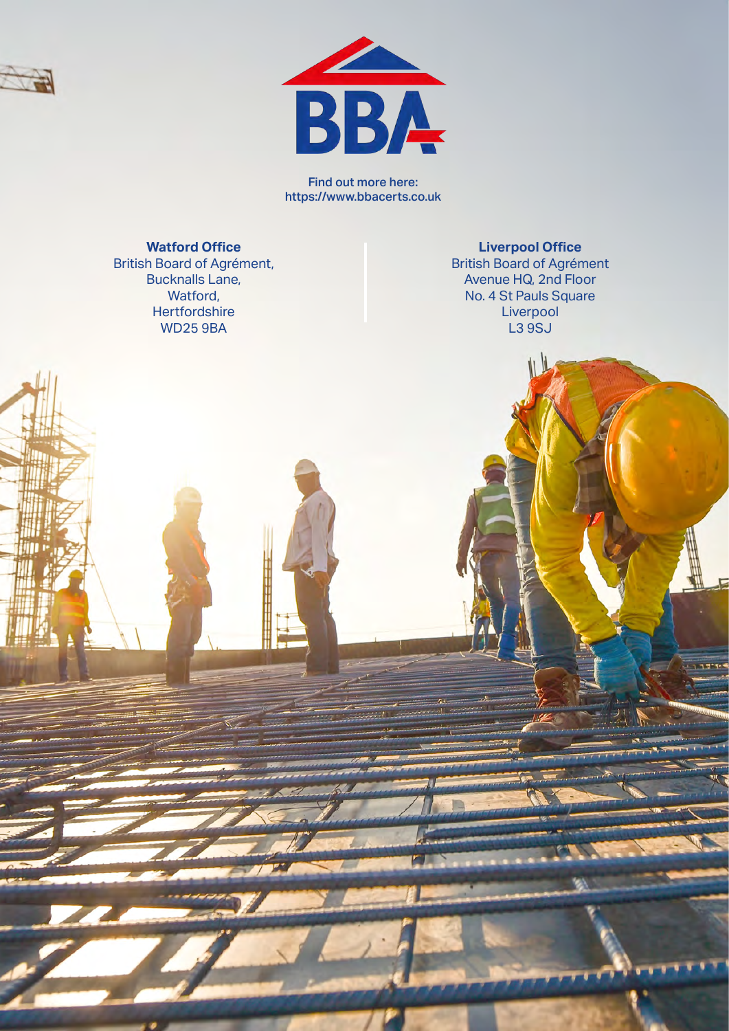BBA

Find out more here:
https://www.bbacerts.co.uk

**Watford Office**
British Board of Agrément,
Bucknalls Lane,
Watford,
Hertfordshire
WD25 9BA

**Liverpool Office**
British Board of Agrément
Avenue HQ, 2nd Floor
No. 4 St Pauls Square
Liverpool
L3 9SJ